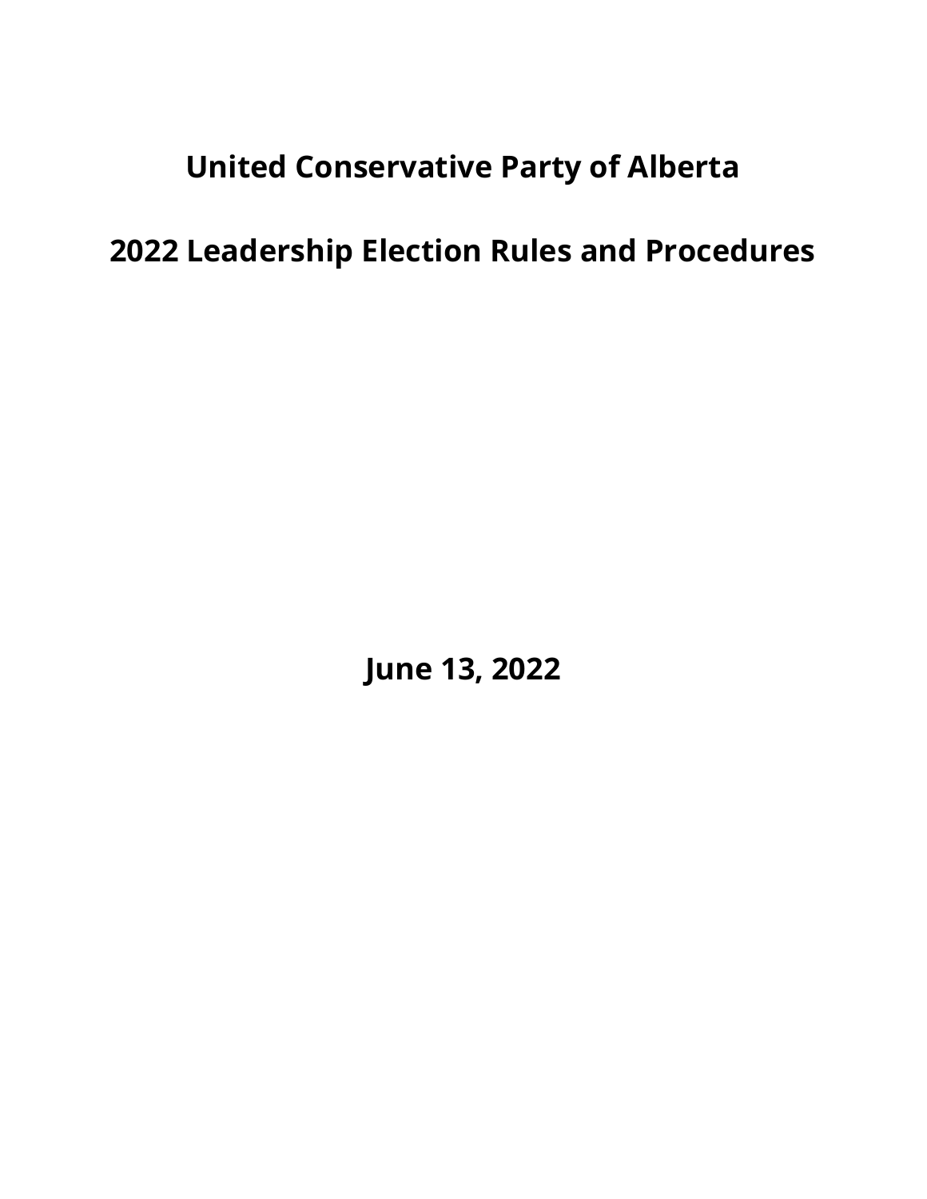# United Conservative Party of Alberta

# 2022 Leadership Election Rules and Procedures

**June 13, 2022**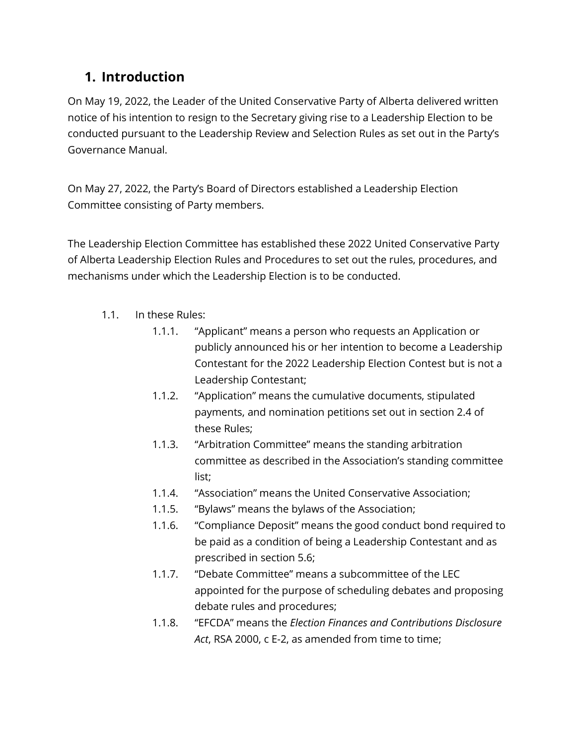## 1. Introduction

On May 19, 2022, the Leader of the United Conservative Party of Alberta delivered written notice of his intention to resign to the Secretary giving rise to a Leadership Election to be conducted pursuant to the Leadership Review and Selection Rules as set out in the Party's Governance Manual.

On May 27, 2022, the Party's Board of Directors established a Leadership Election Committee consisting of Party members.

The Leadership Election Committee has established these 2022 United Conservative Party of Alberta Leadership Election Rules and Procedures to set out the rules, procedures, and mechanisms under which the Leadership Election is to be conducted.

- 1.1. In these Rules:
  - 1.1.1. "Applicant" means a person who requests an Application or publicly announced his or her intention to become a Leadership Contestant for the 2022 Leadership Election Contest but is not a Leadership Contestant;
  - 1.1.2. "Application" means the cumulative documents, stipulated payments, and nomination petitions set out in section 2.4 of these Rules;
  - 1.1.3. "Arbitration Committee" means the standing arbitration committee as described in the Association's standing committee list;
  - 1.1.4. "Association" means the United Conservative Association;
  - 1.1.5. "Bylaws" means the bylaws of the Association;
  - 1.1.6. "Compliance Deposit" means the good conduct bond required to be paid as a condition of being a Leadership Contestant and as prescribed in section 5.6;
  - 1.1.7. "Debate Committee" means a subcommittee of the LEC appointed for the purpose of scheduling debates and proposing debate rules and procedures;
  - 1.1.8. "EFCDA" means the *Election Finances and Contributions Disclosure Act*, RSA 2000, c E-2, as amended from time to time;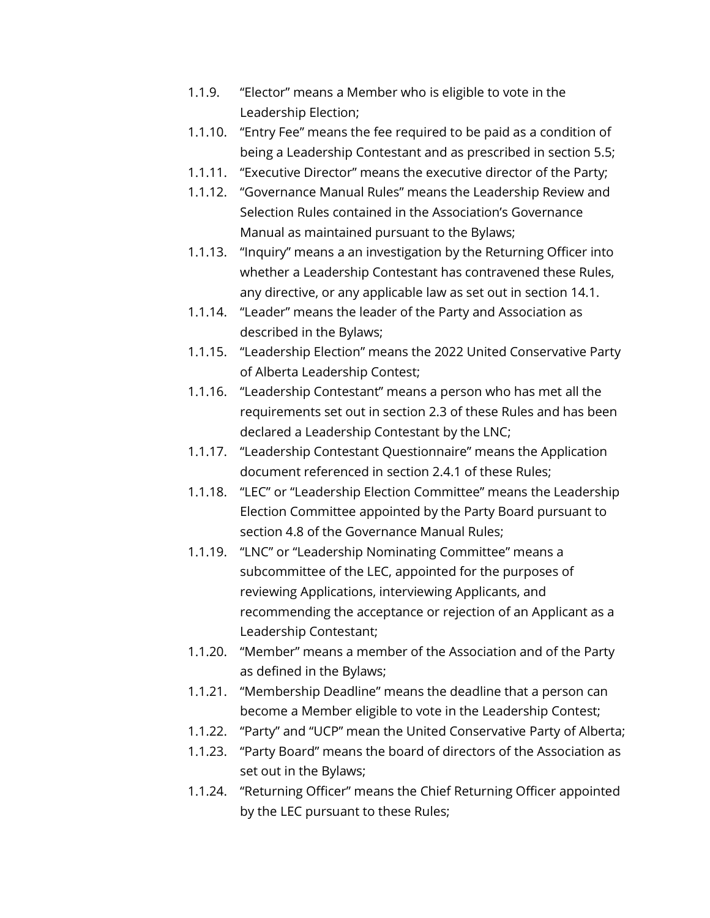- 1.1.9. “Elector” means a Member who is eligible to vote in the Leadership Election;
- 1.1.10. “Entry Fee” means the fee required to be paid as a condition of being a Leadership Contestant and as prescribed in section 5.5;
- 1.1.11. “Executive Director” means the executive director of the Party;
- 1.1.12. “Governance Manual Rules” means the Leadership Review and Selection Rules contained in the Association’s Governance Manual as maintained pursuant to the Bylaws;
- 1.1.13. “Inquiry” means a an investigation by the Returning Officer into whether a Leadership Contestant has contravened these Rules, any directive, or any applicable law as set out in section 14.1.
- 1.1.14. “Leader” means the leader of the Party and Association as described in the Bylaws;
- 1.1.15. “Leadership Election” means the 2022 United Conservative Party of Alberta Leadership Contest;
- 1.1.16. “Leadership Contestant” means a person who has met all the requirements set out in section 2.3 of these Rules and has been declared a Leadership Contestant by the LNC;
- 1.1.17. “Leadership Contestant Questionnaire” means the Application document referenced in section 2.4.1 of these Rules;
- 1.1.18. “LEC” or “Leadership Election Committee” means the Leadership Election Committee appointed by the Party Board pursuant to section 4.8 of the Governance Manual Rules;
- 1.1.19. “LNC” or “Leadership Nominating Committee” means a subcommittee of the LEC, appointed for the purposes of reviewing Applications, interviewing Applicants, and recommending the acceptance or rejection of an Applicant as a Leadership Contestant;
- 1.1.20. “Member” means a member of the Association and of the Party as defined in the Bylaws;
- 1.1.21. “Membership Deadline” means the deadline that a person can become a Member eligible to vote in the Leadership Contest;
- 1.1.22. “Party” and “UCP” mean the United Conservative Party of Alberta;
- 1.1.23. “Party Board” means the board of directors of the Association as set out in the Bylaws;
- 1.1.24. “Returning Officer” means the Chief Returning Officer appointed by the LEC pursuant to these Rules;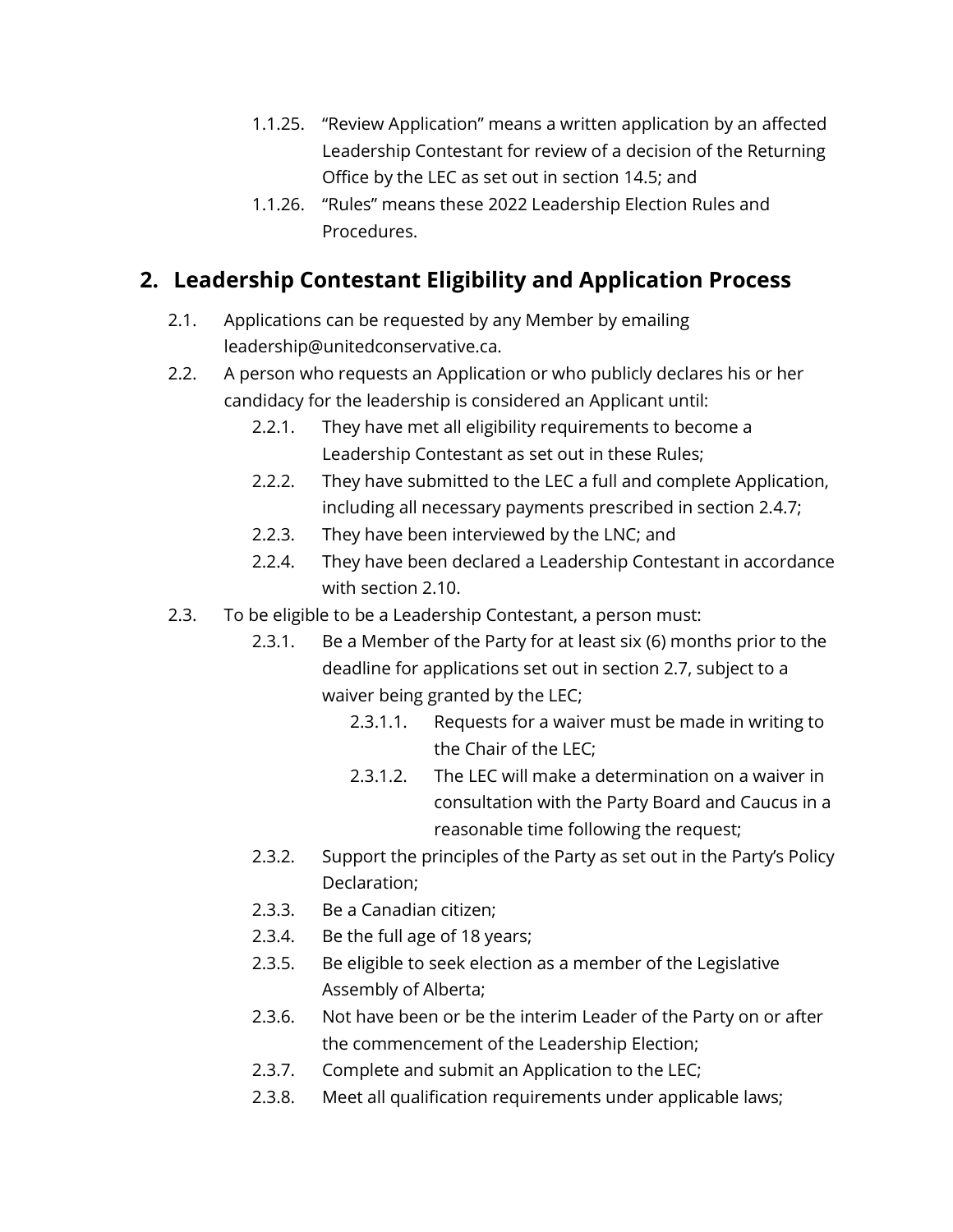- 1.1.25. "Review Application" means a written application by an affected Leadership Contestant for review of a decision of the Returning Office by the LEC as set out in section 14.5; and
- 1.1.26. "Rules" means these 2022 Leadership Election Rules and Procedures.

## 2. Leadership Contestant Eligibility and Application Process

- 2.1. Applications can be requested by any Member by emailing leadership@unitedconservative.ca.
- 2.2. A person who requests an Application or who publicly declares his or her candidacy for the leadership is considered an Applicant until:
  - 2.2.1. They have met all eligibility requirements to become a Leadership Contestant as set out in these Rules;
  - 2.2.2. They have submitted to the LEC a full and complete Application, including all necessary payments prescribed in section 2.4.7;
  - 2.2.3. They have been interviewed by the LNC; and
  - 2.2.4. They have been declared a Leadership Contestant in accordance with section 2.10.
- 2.3. To be eligible to be a Leadership Contestant, a person must:
  - 2.3.1. Be a Member of the Party for at least six (6) months prior to the deadline for applications set out in section 2.7, subject to a waiver being granted by the LEC;
    - 2.3.1.1. Requests for a waiver must be made in writing to the Chair of the LEC;
    - 2.3.1.2. The LEC will make a determination on a waiver in consultation with the Party Board and Caucus in a reasonable time following the request;
  - 2.3.2. Support the principles of the Party as set out in the Party's Policy Declaration;
  - 2.3.3. Be a Canadian citizen;
  - 2.3.4. Be the full age of 18 years;
  - 2.3.5. Be eligible to seek election as a member of the Legislative Assembly of Alberta;
  - 2.3.6. Not have been or be the interim Leader of the Party on or after the commencement of the Leadership Election;
  - 2.3.7. Complete and submit an Application to the LEC;
  - 2.3.8. Meet all qualification requirements under applicable laws;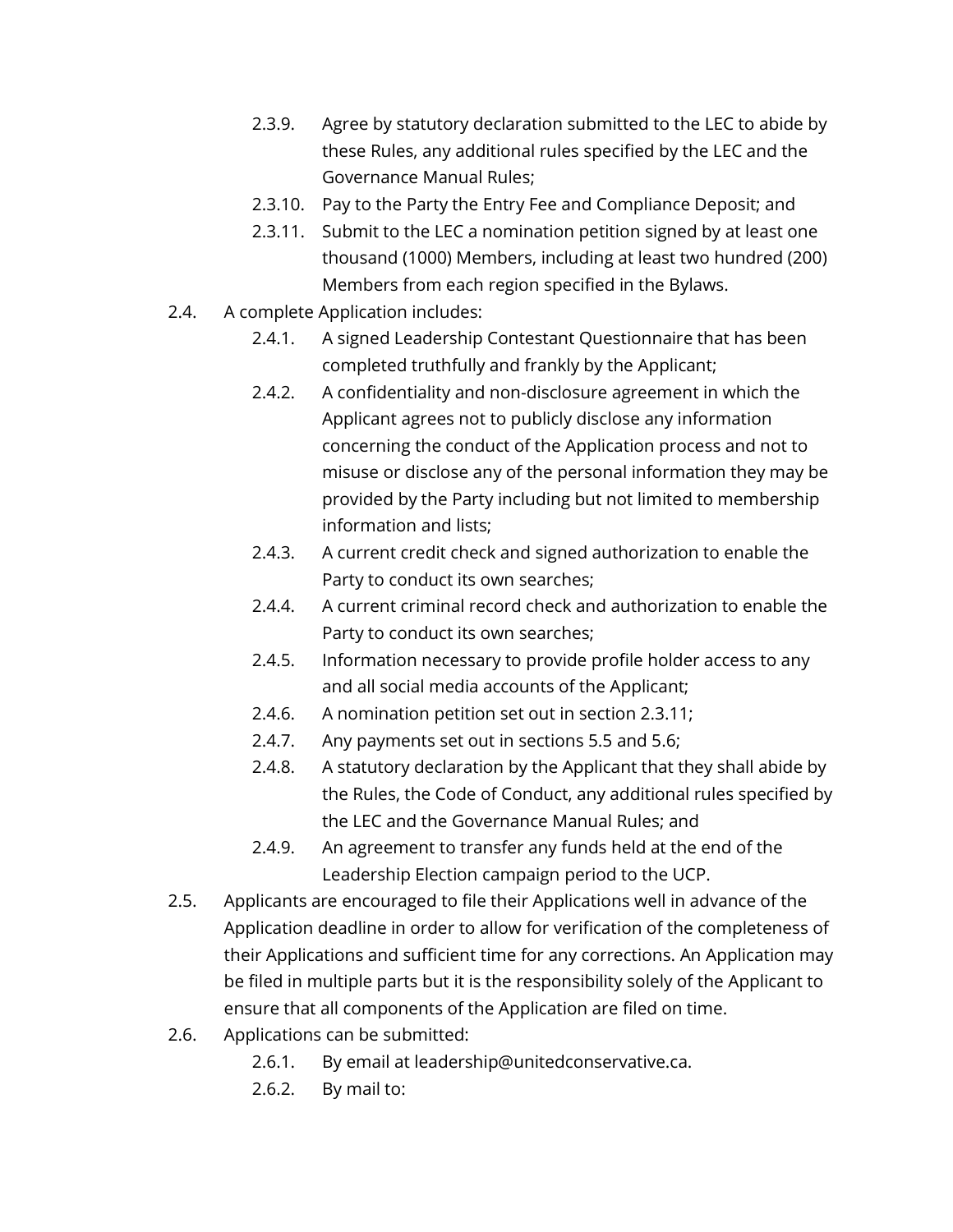- 2.3.9. Agree by statutory declaration submitted to the LEC to abide by these Rules, any additional rules specified by the LEC and the Governance Manual Rules;
- 2.3.10. Pay to the Party the Entry Fee and Compliance Deposit; and
- 2.3.11. Submit to the LEC a nomination petition signed by at least one thousand (1000) Members, including at least two hundred (200) Members from each region specified in the Bylaws.

2.4. A complete Application includes:

- 2.4.1. A signed Leadership Contestant Questionnaire that has been completed truthfully and frankly by the Applicant;
- 2.4.2. A confidentiality and non-disclosure agreement in which the Applicant agrees not to publicly disclose any information concerning the conduct of the Application process and not to misuse or disclose any of the personal information they may be provided by the Party including but not limited to membership information and lists;
- 2.4.3. A current credit check and signed authorization to enable the Party to conduct its own searches;
- 2.4.4. A current criminal record check and authorization to enable the Party to conduct its own searches;
- 2.4.5. Information necessary to provide profile holder access to any and all social media accounts of the Applicant;
- 2.4.6. A nomination petition set out in section 2.3.11;
- 2.4.7. Any payments set out in sections 5.5 and 5.6;
- 2.4.8. A statutory declaration by the Applicant that they shall abide by the Rules, the Code of Conduct, any additional rules specified by the LEC and the Governance Manual Rules; and
- 2.4.9. An agreement to transfer any funds held at the end of the Leadership Election campaign period to the UCP.

2.5. Applicants are encouraged to file their Applications well in advance of the Application deadline in order to allow for verification of the completeness of their Applications and sufficient time for any corrections. An Application may be filed in multiple parts but it is the responsibility solely of the Applicant to ensure that all components of the Application are filed on time.

2.6. Applications can be submitted:

- 2.6.1. By email at leadership@unitedconservative.ca.
- 2.6.2. By mail to: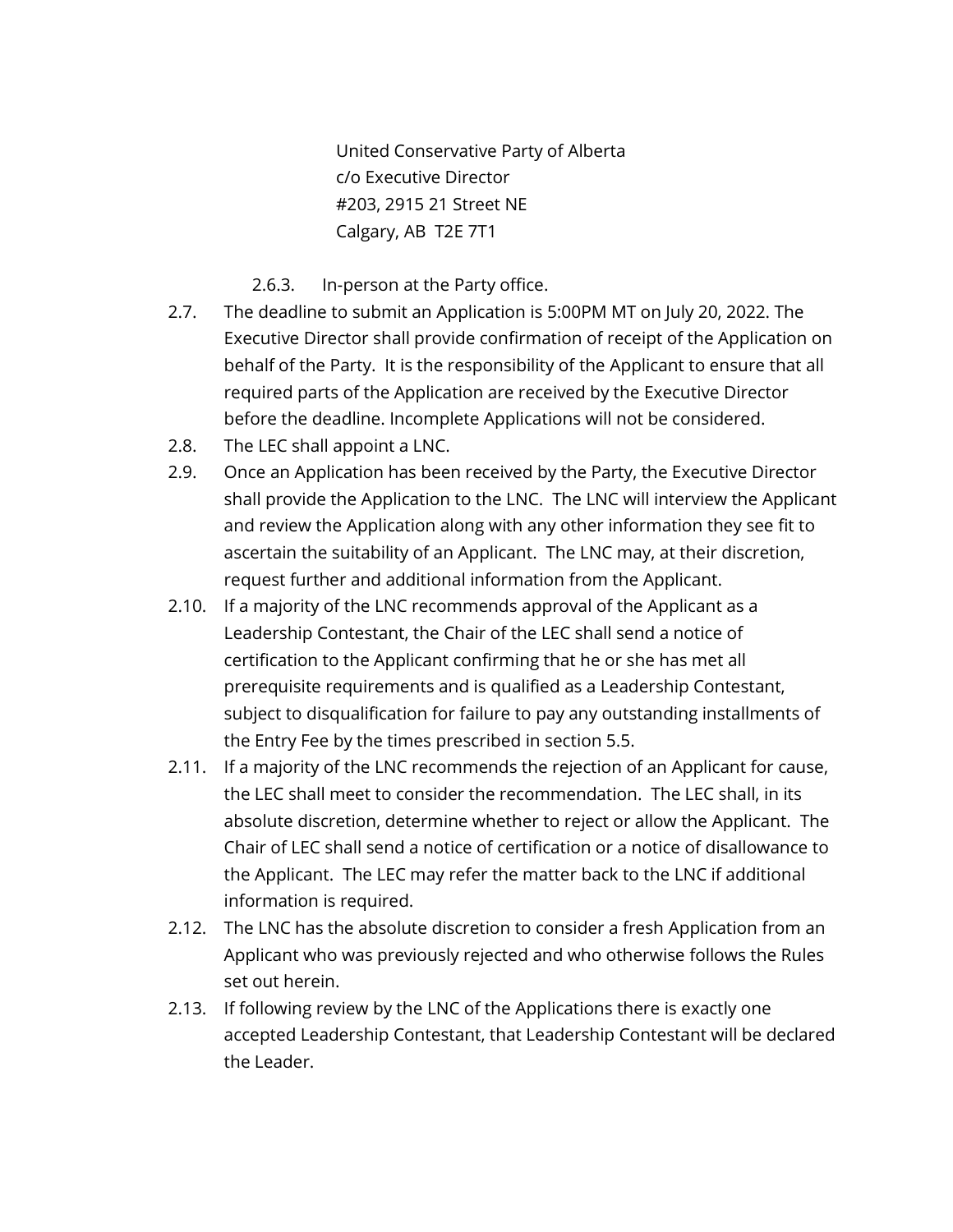United Conservative Party of Alberta
c/o Executive Director
#203, 2915 21 Street NE
Calgary, AB T2E 7T1

2.6.3. In-person at the Party office.

2.7. The deadline to submit an Application is 5:00PM MT on July 20, 2022. The Executive Director shall provide confirmation of receipt of the Application on behalf of the Party. It is the responsibility of the Applicant to ensure that all required parts of the Application are received by the Executive Director before the deadline. Incomplete Applications will not be considered.

2.8. The LEC shall appoint a LNC.

2.9. Once an Application has been received by the Party, the Executive Director shall provide the Application to the LNC. The LNC will interview the Applicant and review the Application along with any other information they see fit to ascertain the suitability of an Applicant. The LNC may, at their discretion, request further and additional information from the Applicant.

2.10. If a majority of the LNC recommends approval of the Applicant as a Leadership Contestant, the Chair of the LEC shall send a notice of certification to the Applicant confirming that he or she has met all prerequisite requirements and is qualified as a Leadership Contestant, subject to disqualification for failure to pay any outstanding installments of the Entry Fee by the times prescribed in section 5.5.

2.11. If a majority of the LNC recommends the rejection of an Applicant for cause, the LEC shall meet to consider the recommendation. The LEC shall, in its absolute discretion, determine whether to reject or allow the Applicant. The Chair of LEC shall send a notice of certification or a notice of disallowance to the Applicant. The LEC may refer the matter back to the LNC if additional information is required.

2.12. The LNC has the absolute discretion to consider a fresh Application from an Applicant who was previously rejected and who otherwise follows the Rules set out herein.

2.13. If following review by the LNC of the Applications there is exactly one accepted Leadership Contestant, that Leadership Contestant will be declared the Leader.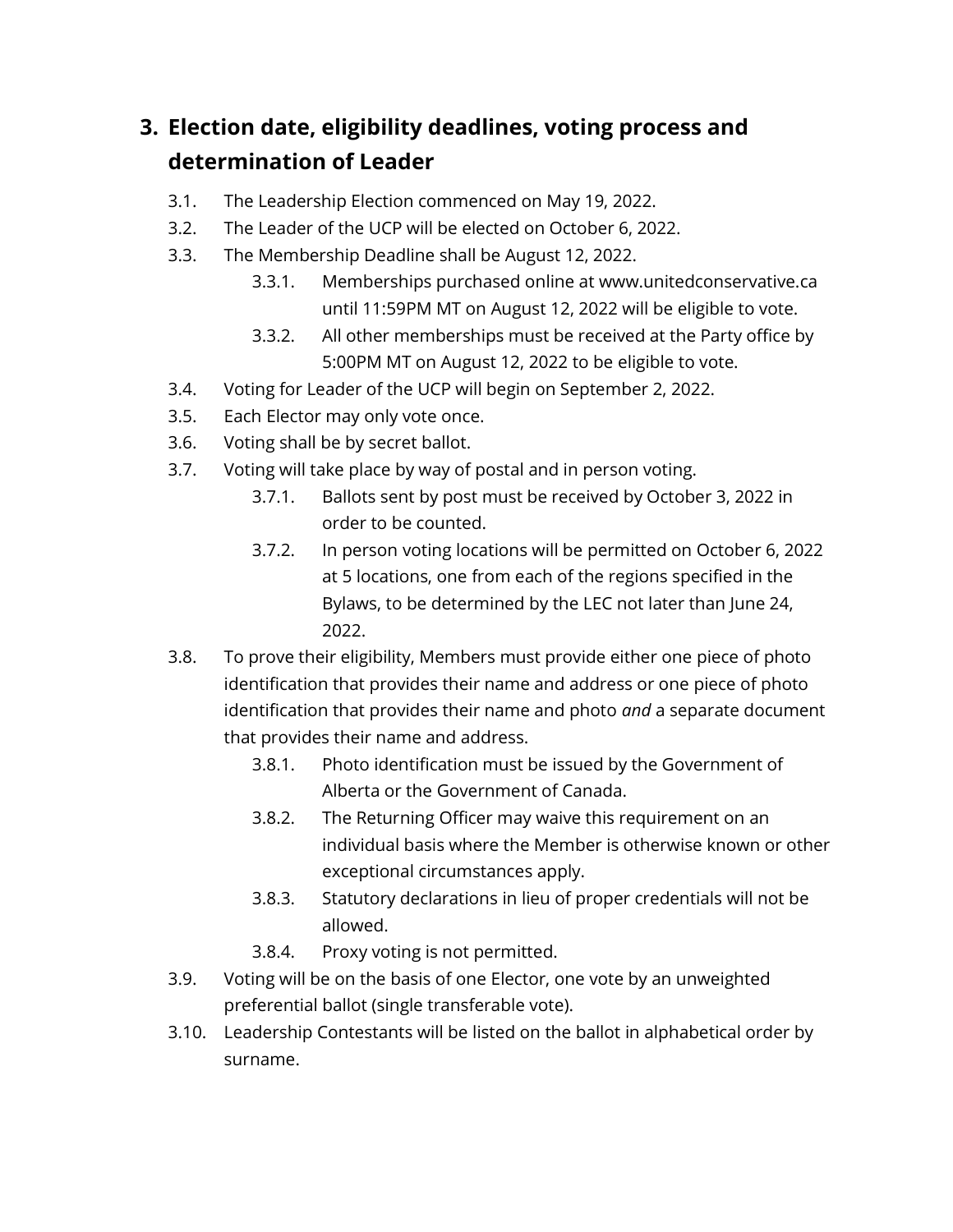## 3. Election date, eligibility deadlines, voting process and determination of Leader

3.1. The Leadership Election commenced on May 19, 2022.

3.2. The Leader of the UCP will be elected on October 6, 2022.

3.3. The Membership Deadline shall be August 12, 2022.

- 3.3.1. Memberships purchased online at www.unitedconservative.ca until 11:59PM MT on August 12, 2022 will be eligible to vote.
- 3.3.2. All other memberships must be received at the Party office by 5:00PM MT on August 12, 2022 to be eligible to vote.

3.4. Voting for Leader of the UCP will begin on September 2, 2022.

3.5. Each Elector may only vote once.

3.6. Voting shall be by secret ballot.

3.7. Voting will take place by way of postal and in person voting.

- 3.7.1. Ballots sent by post must be received by October 3, 2022 in order to be counted.
- 3.7.2. In person voting locations will be permitted on October 6, 2022 at 5 locations, one from each of the regions specified in the Bylaws, to be determined by the LEC not later than June 24, 2022.

3.8. To prove their eligibility, Members must provide either one piece of photo identification that provides their name and address or one piece of photo identification that provides their name and photo *and* a separate document that provides their name and address.

- 3.8.1. Photo identification must be issued by the Government of Alberta or the Government of Canada.
- 3.8.2. The Returning Officer may waive this requirement on an individual basis where the Member is otherwise known or other exceptional circumstances apply.
- 3.8.3. Statutory declarations in lieu of proper credentials will not be allowed.
- 3.8.4. Proxy voting is not permitted.

3.9. Voting will be on the basis of one Elector, one vote by an unweighted preferential ballot (single transferable vote).

3.10. Leadership Contestants will be listed on the ballot in alphabetical order by surname.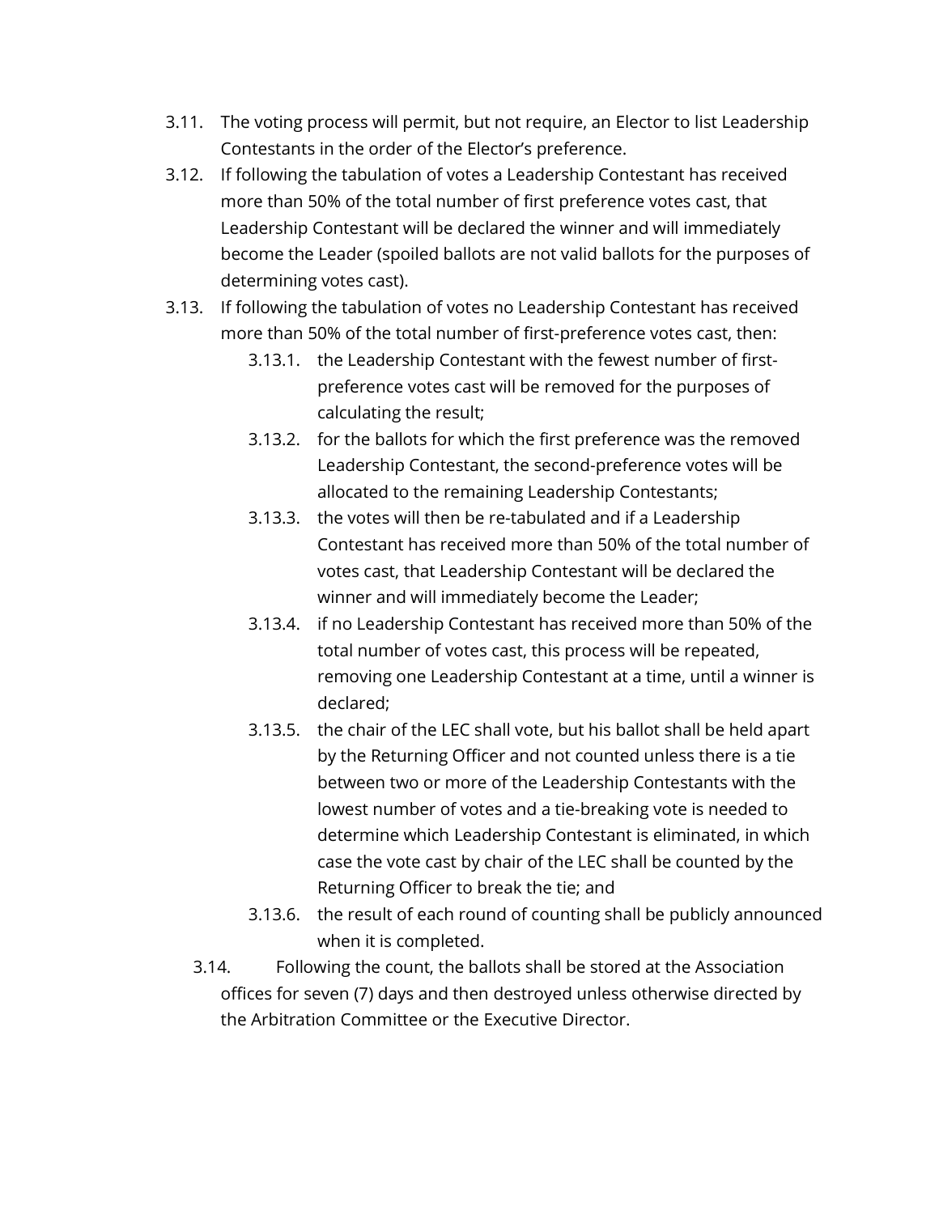- 3.11. The voting process will permit, but not require, an Elector to list Leadership Contestants in the order of the Elector's preference.
- 3.12. If following the tabulation of votes a Leadership Contestant has received more than 50% of the total number of first preference votes cast, that Leadership Contestant will be declared the winner and will immediately become the Leader (spoiled ballots are not valid ballots for the purposes of determining votes cast).
- 3.13. If following the tabulation of votes no Leadership Contestant has received more than 50% of the total number of first-preference votes cast, then:
    - 3.13.1. the Leadership Contestant with the fewest number of first-preference votes cast will be removed for the purposes of calculating the result;
    - 3.13.2. for the ballots for which the first preference was the removed Leadership Contestant, the second-preference votes will be allocated to the remaining Leadership Contestants;
    - 3.13.3. the votes will then be re-tabulated and if a Leadership Contestant has received more than 50% of the total number of votes cast, that Leadership Contestant will be declared the winner and will immediately become the Leader;
    - 3.13.4. if no Leadership Contestant has received more than 50% of the total number of votes cast, this process will be repeated, removing one Leadership Contestant at a time, until a winner is declared;
    - 3.13.5. the chair of the LEC shall vote, but his ballot shall be held apart by the Returning Officer and not counted unless there is a tie between two or more of the Leadership Contestants with the lowest number of votes and a tie-breaking vote is needed to determine which Leadership Contestant is eliminated, in which case the vote cast by chair of the LEC shall be counted by the Returning Officer to break the tie; and
    - 3.13.6. the result of each round of counting shall be publicly announced when it is completed.
- 3.14. Following the count, the ballots shall be stored at the Association offices for seven (7) days and then destroyed unless otherwise directed by the Arbitration Committee or the Executive Director.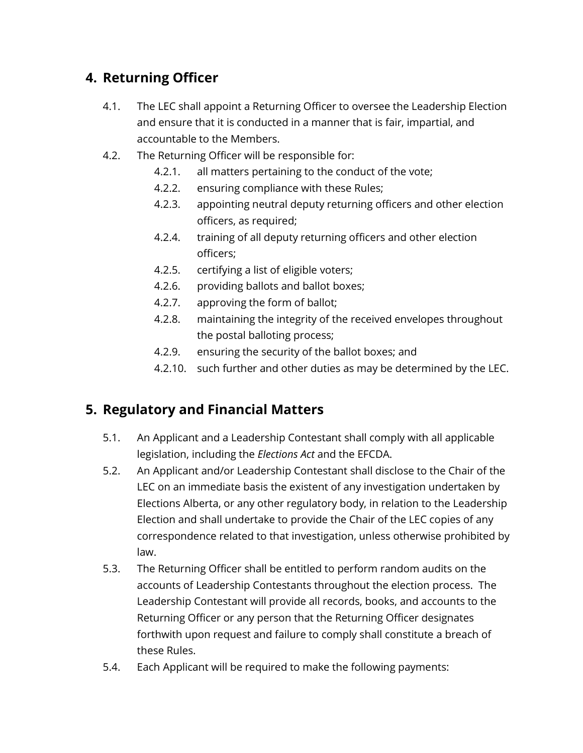## 4. Returning Officer

4.1. The LEC shall appoint a Returning Officer to oversee the Leadership Election and ensure that it is conducted in a manner that is fair, impartial, and accountable to the Members.

4.2. The Returning Officer will be responsible for:

- 4.2.1. all matters pertaining to the conduct of the vote;
- 4.2.2. ensuring compliance with these Rules;
- 4.2.3. appointing neutral deputy returning officers and other election officers, as required;
- 4.2.4. training of all deputy returning officers and other election officers;
- 4.2.5. certifying a list of eligible voters;
- 4.2.6. providing ballots and ballot boxes;
- 4.2.7. approving the form of ballot;
- 4.2.8. maintaining the integrity of the received envelopes throughout the postal balloting process;
- 4.2.9. ensuring the security of the ballot boxes; and
- 4.2.10. such further and other duties as may be determined by the LEC.

## 5. Regulatory and Financial Matters

5.1. An Applicant and a Leadership Contestant shall comply with all applicable legislation, including the *Elections Act* and the EFCDA.

5.2. An Applicant and/or Leadership Contestant shall disclose to the Chair of the LEC on an immediate basis the existent of any investigation undertaken by Elections Alberta, or any other regulatory body, in relation to the Leadership Election and shall undertake to provide the Chair of the LEC copies of any correspondence related to that investigation, unless otherwise prohibited by law.

5.3. The Returning Officer shall be entitled to perform random audits on the accounts of Leadership Contestants throughout the election process. The Leadership Contestant will provide all records, books, and accounts to the Returning Officer or any person that the Returning Officer designates forthwith upon request and failure to comply shall constitute a breach of these Rules.

5.4. Each Applicant will be required to make the following payments: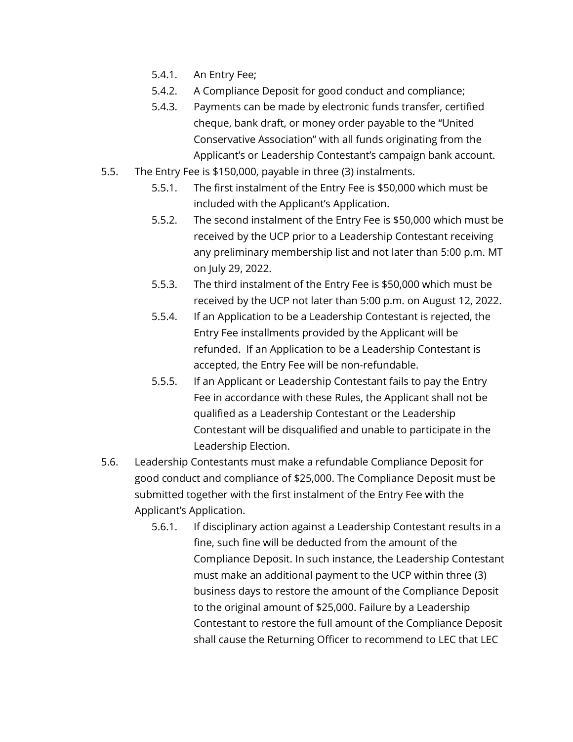- 5.4.1. An Entry Fee;
- 5.4.2. A Compliance Deposit for good conduct and compliance;
- 5.4.3. Payments can be made by electronic funds transfer, certified cheque, bank draft, or money order payable to the "United Conservative Association" with all funds originating from the Applicant's or Leadership Contestant's campaign bank account.

5.5. The Entry Fee is $150,000, payable in three (3) instalments.

- 5.5.1. The first instalment of the Entry Fee is $50,000 which must be included with the Applicant's Application.
- 5.5.2. The second instalment of the Entry Fee is $50,000 which must be received by the UCP prior to a Leadership Contestant receiving any preliminary membership list and not later than 5:00 p.m. MT on July 29, 2022.
- 5.5.3. The third instalment of the Entry Fee is $50,000 which must be received by the UCP not later than 5:00 p.m. on August 12, 2022.
- 5.5.4. If an Application to be a Leadership Contestant is rejected, the Entry Fee installments provided by the Applicant will be refunded. If an Application to be a Leadership Contestant is accepted, the Entry Fee will be non-refundable.
- 5.5.5. If an Applicant or Leadership Contestant fails to pay the Entry Fee in accordance with these Rules, the Applicant shall not be qualified as a Leadership Contestant or the Leadership Contestant will be disqualified and unable to participate in the Leadership Election.

5.6. Leadership Contestants must make a refundable Compliance Deposit for good conduct and compliance of $25,000. The Compliance Deposit must be submitted together with the first instalment of the Entry Fee with the Applicant's Application.

- 5.6.1. If disciplinary action against a Leadership Contestant results in a fine, such fine will be deducted from the amount of the Compliance Deposit. In such instance, the Leadership Contestant must make an additional payment to the UCP within three (3) business days to restore the amount of the Compliance Deposit to the original amount of $25,000. Failure by a Leadership Contestant to restore the full amount of the Compliance Deposit shall cause the Returning Officer to recommend to LEC that LEC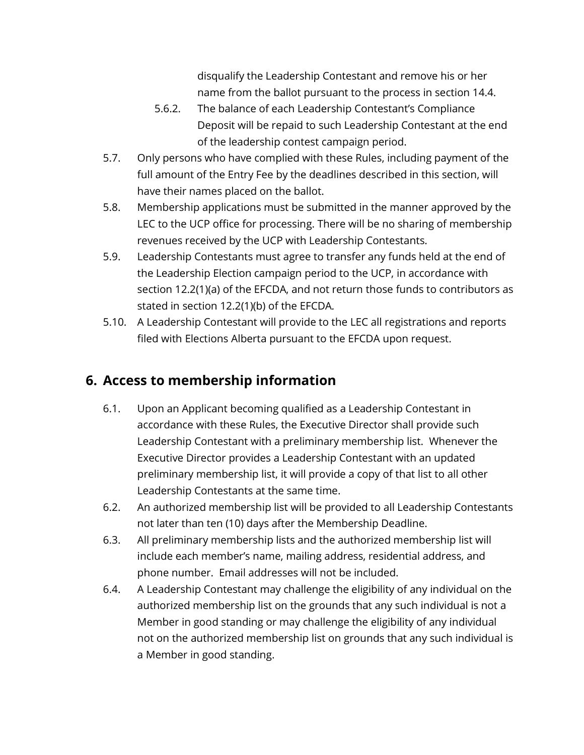disqualify the Leadership Contestant and remove his or her name from the ballot pursuant to the process in section 14.4.

5.6.2. The balance of each Leadership Contestant's Compliance Deposit will be repaid to such Leadership Contestant at the end of the leadership contest campaign period.

5.7. Only persons who have complied with these Rules, including payment of the full amount of the Entry Fee by the deadlines described in this section, will have their names placed on the ballot.

5.8. Membership applications must be submitted in the manner approved by the LEC to the UCP office for processing. There will be no sharing of membership revenues received by the UCP with Leadership Contestants.

5.9. Leadership Contestants must agree to transfer any funds held at the end of the Leadership Election campaign period to the UCP, in accordance with section 12.2(1)(a) of the EFCDA, and not return those funds to contributors as stated in section 12.2(1)(b) of the EFCDA.

5.10. A Leadership Contestant will provide to the LEC all registrations and reports filed with Elections Alberta pursuant to the EFCDA upon request.

## 6. Access to membership information

6.1. Upon an Applicant becoming qualified as a Leadership Contestant in accordance with these Rules, the Executive Director shall provide such Leadership Contestant with a preliminary membership list. Whenever the Executive Director provides a Leadership Contestant with an updated preliminary membership list, it will provide a copy of that list to all other Leadership Contestants at the same time.

6.2. An authorized membership list will be provided to all Leadership Contestants not later than ten (10) days after the Membership Deadline.

6.3. All preliminary membership lists and the authorized membership list will include each member's name, mailing address, residential address, and phone number. Email addresses will not be included.

6.4. A Leadership Contestant may challenge the eligibility of any individual on the authorized membership list on the grounds that any such individual is not a Member in good standing or may challenge the eligibility of any individual not on the authorized membership list on grounds that any such individual is a Member in good standing.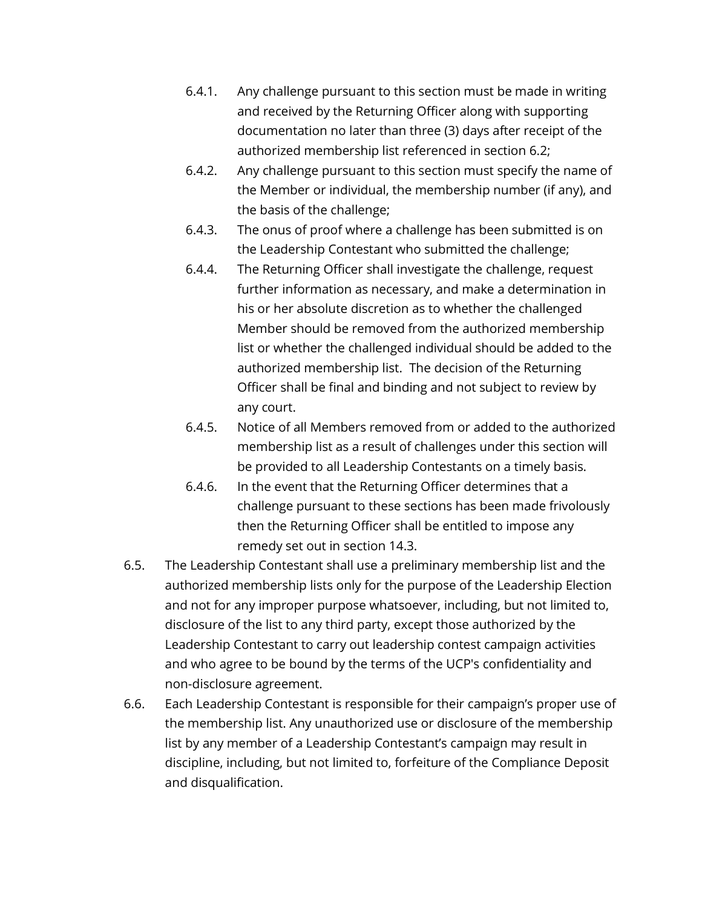6.4.1. Any challenge pursuant to this section must be made in writing and received by the Returning Officer along with supporting documentation no later than three (3) days after receipt of the authorized membership list referenced in section 6.2;

6.4.2. Any challenge pursuant to this section must specify the name of the Member or individual, the membership number (if any), and the basis of the challenge;

6.4.3. The onus of proof where a challenge has been submitted is on the Leadership Contestant who submitted the challenge;

6.4.4. The Returning Officer shall investigate the challenge, request further information as necessary, and make a determination in his or her absolute discretion as to whether the challenged Member should be removed from the authorized membership list or whether the challenged individual should be added to the authorized membership list. The decision of the Returning Officer shall be final and binding and not subject to review by any court.

6.4.5. Notice of all Members removed from or added to the authorized membership list as a result of challenges under this section will be provided to all Leadership Contestants on a timely basis.

6.4.6. In the event that the Returning Officer determines that a challenge pursuant to these sections has been made frivolously then the Returning Officer shall be entitled to impose any remedy set out in section 14.3.

6.5. The Leadership Contestant shall use a preliminary membership list and the authorized membership lists only for the purpose of the Leadership Election and not for any improper purpose whatsoever, including, but not limited to, disclosure of the list to any third party, except those authorized by the Leadership Contestant to carry out leadership contest campaign activities and who agree to be bound by the terms of the UCP's confidentiality and non-disclosure agreement.

6.6. Each Leadership Contestant is responsible for their campaign's proper use of the membership list. Any unauthorized use or disclosure of the membership list by any member of a Leadership Contestant's campaign may result in discipline, including, but not limited to, forfeiture of the Compliance Deposit and disqualification.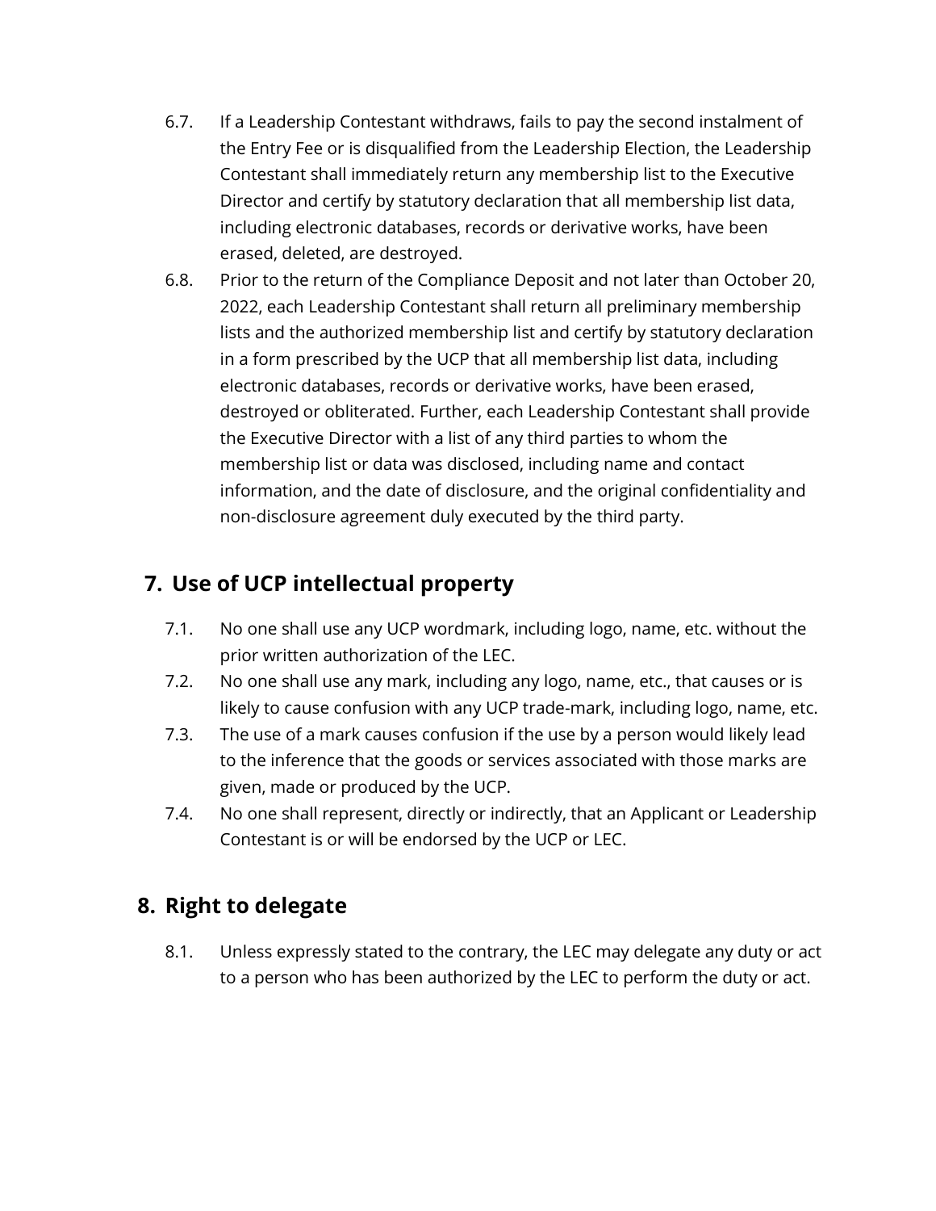6.7. If a Leadership Contestant withdraws, fails to pay the second instalment of the Entry Fee or is disqualified from the Leadership Election, the Leadership Contestant shall immediately return any membership list to the Executive Director and certify by statutory declaration that all membership list data, including electronic databases, records or derivative works, have been erased, deleted, are destroyed.

6.8. Prior to the return of the Compliance Deposit and not later than October 20, 2022, each Leadership Contestant shall return all preliminary membership lists and the authorized membership list and certify by statutory declaration in a form prescribed by the UCP that all membership list data, including electronic databases, records or derivative works, have been erased, destroyed or obliterated. Further, each Leadership Contestant shall provide the Executive Director with a list of any third parties to whom the membership list or data was disclosed, including name and contact information, and the date of disclosure, and the original confidentiality and non-disclosure agreement duly executed by the third party.

## 7. Use of UCP intellectual property

7.1. No one shall use any UCP wordmark, including logo, name, etc. without the prior written authorization of the LEC.

7.2. No one shall use any mark, including any logo, name, etc., that causes or is likely to cause confusion with any UCP trade-mark, including logo, name, etc.

7.3. The use of a mark causes confusion if the use by a person would likely lead to the inference that the goods or services associated with those marks are given, made or produced by the UCP.

7.4. No one shall represent, directly or indirectly, that an Applicant or Leadership Contestant is or will be endorsed by the UCP or LEC.

## 8. Right to delegate

8.1. Unless expressly stated to the contrary, the LEC may delegate any duty or act to a person who has been authorized by the LEC to perform the duty or act.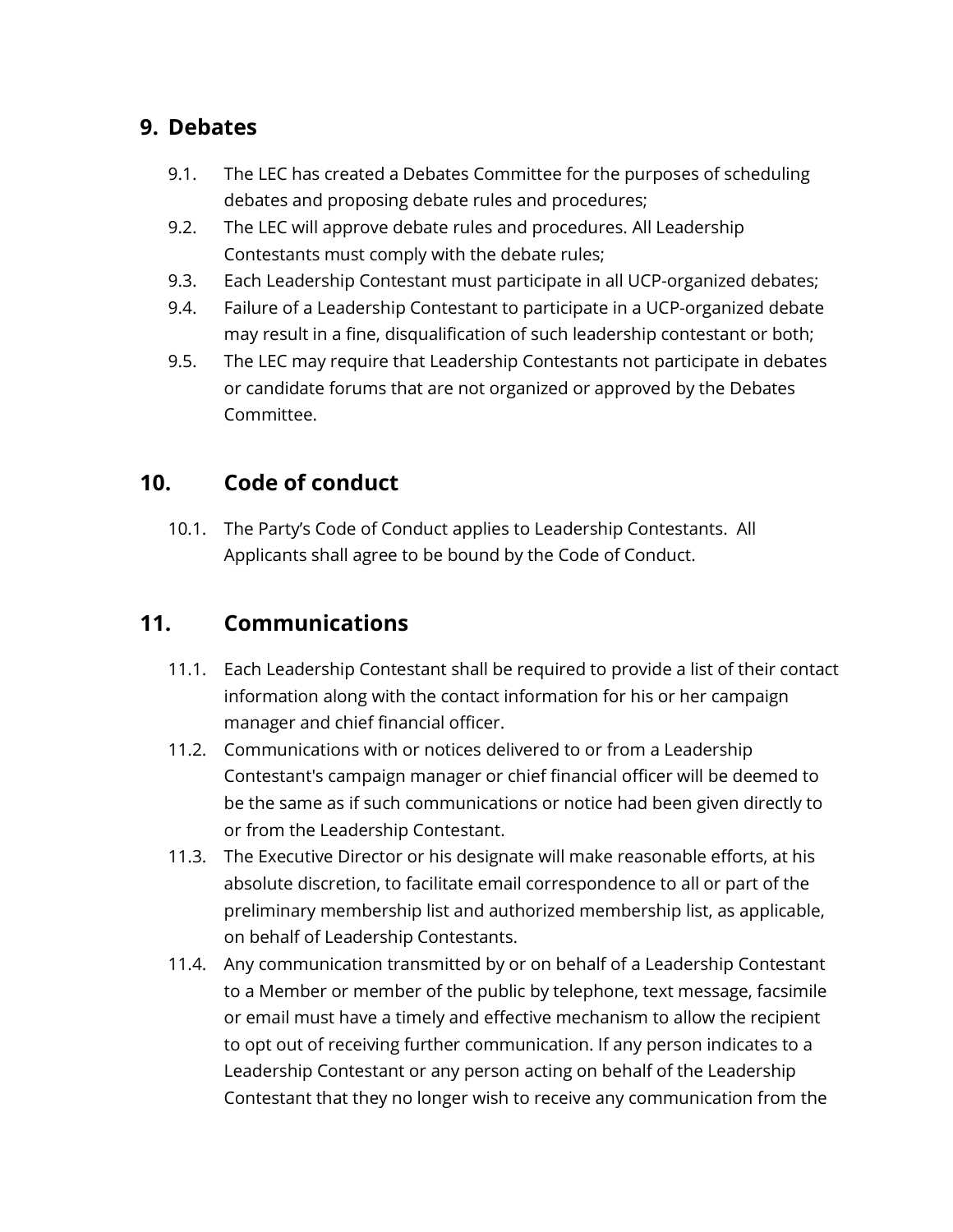## 9. Debates

9.1. The LEC has created a Debates Committee for the purposes of scheduling debates and proposing debate rules and procedures;

9.2. The LEC will approve debate rules and procedures. All Leadership Contestants must comply with the debate rules;

9.3. Each Leadership Contestant must participate in all UCP-organized debates;

9.4. Failure of a Leadership Contestant to participate in a UCP-organized debate may result in a fine, disqualification of such leadership contestant or both;

9.5. The LEC may require that Leadership Contestants not participate in debates or candidate forums that are not organized or approved by the Debates Committee.

## 10. Code of conduct

10.1. The Party's Code of Conduct applies to Leadership Contestants. All Applicants shall agree to be bound by the Code of Conduct.

## 11. Communications

11.1. Each Leadership Contestant shall be required to provide a list of their contact information along with the contact information for his or her campaign manager and chief financial officer.

11.2. Communications with or notices delivered to or from a Leadership Contestant's campaign manager or chief financial officer will be deemed to be the same as if such communications or notice had been given directly to or from the Leadership Contestant.

11.3. The Executive Director or his designate will make reasonable efforts, at his absolute discretion, to facilitate email correspondence to all or part of the preliminary membership list and authorized membership list, as applicable, on behalf of Leadership Contestants.

11.4. Any communication transmitted by or on behalf of a Leadership Contestant to a Member or member of the public by telephone, text message, facsimile or email must have a timely and effective mechanism to allow the recipient to opt out of receiving further communication. If any person indicates to a Leadership Contestant or any person acting on behalf of the Leadership Contestant that they no longer wish to receive any communication from the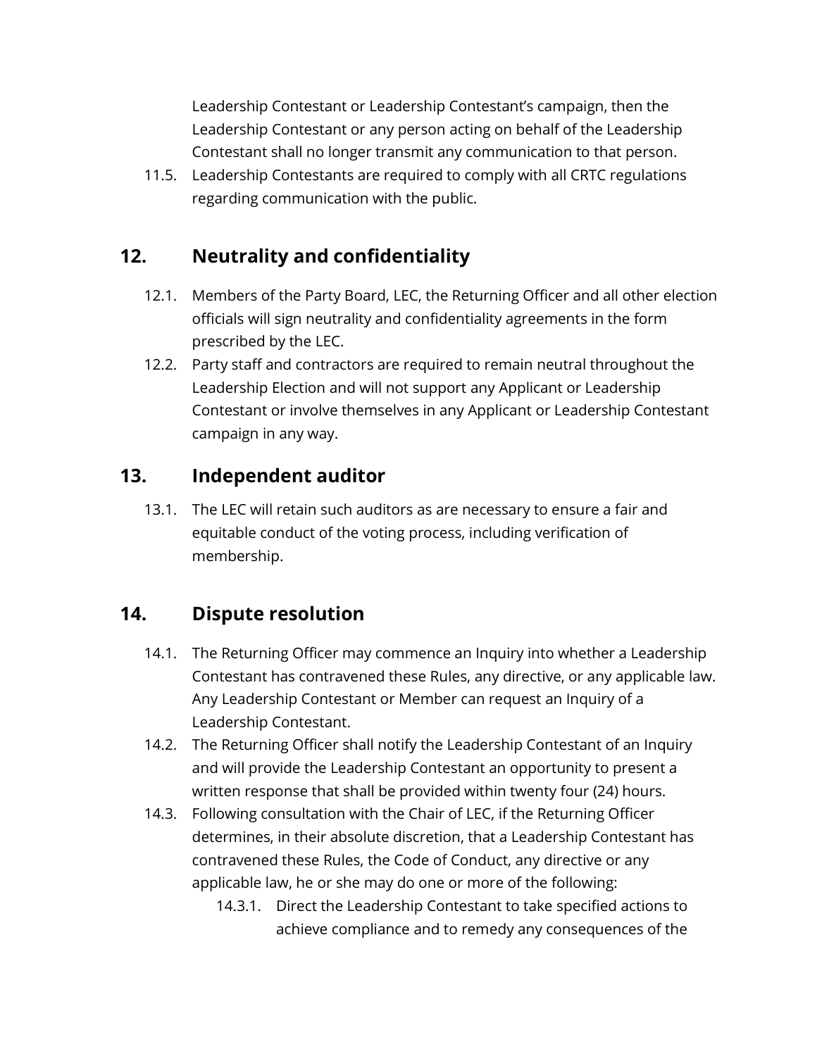Leadership Contestant or Leadership Contestant's campaign, then the Leadership Contestant or any person acting on behalf of the Leadership Contestant shall no longer transmit any communication to that person.

11.5. Leadership Contestants are required to comply with all CRTC regulations regarding communication with the public.

## 12. Neutrality and confidentiality

12.1. Members of the Party Board, LEC, the Returning Officer and all other election officials will sign neutrality and confidentiality agreements in the form prescribed by the LEC.

12.2. Party staff and contractors are required to remain neutral throughout the Leadership Election and will not support any Applicant or Leadership Contestant or involve themselves in any Applicant or Leadership Contestant campaign in any way.

## 13. Independent auditor

13.1. The LEC will retain such auditors as are necessary to ensure a fair and equitable conduct of the voting process, including verification of membership.

## 14. Dispute resolution

14.1. The Returning Officer may commence an Inquiry into whether a Leadership Contestant has contravened these Rules, any directive, or any applicable law. Any Leadership Contestant or Member can request an Inquiry of a Leadership Contestant.

14.2. The Returning Officer shall notify the Leadership Contestant of an Inquiry and will provide the Leadership Contestant an opportunity to present a written response that shall be provided within twenty four (24) hours.

14.3. Following consultation with the Chair of LEC, if the Returning Officer determines, in their absolute discretion, that a Leadership Contestant has contravened these Rules, the Code of Conduct, any directive or any applicable law, he or she may do one or more of the following:

14.3.1. Direct the Leadership Contestant to take specified actions to achieve compliance and to remedy any consequences of the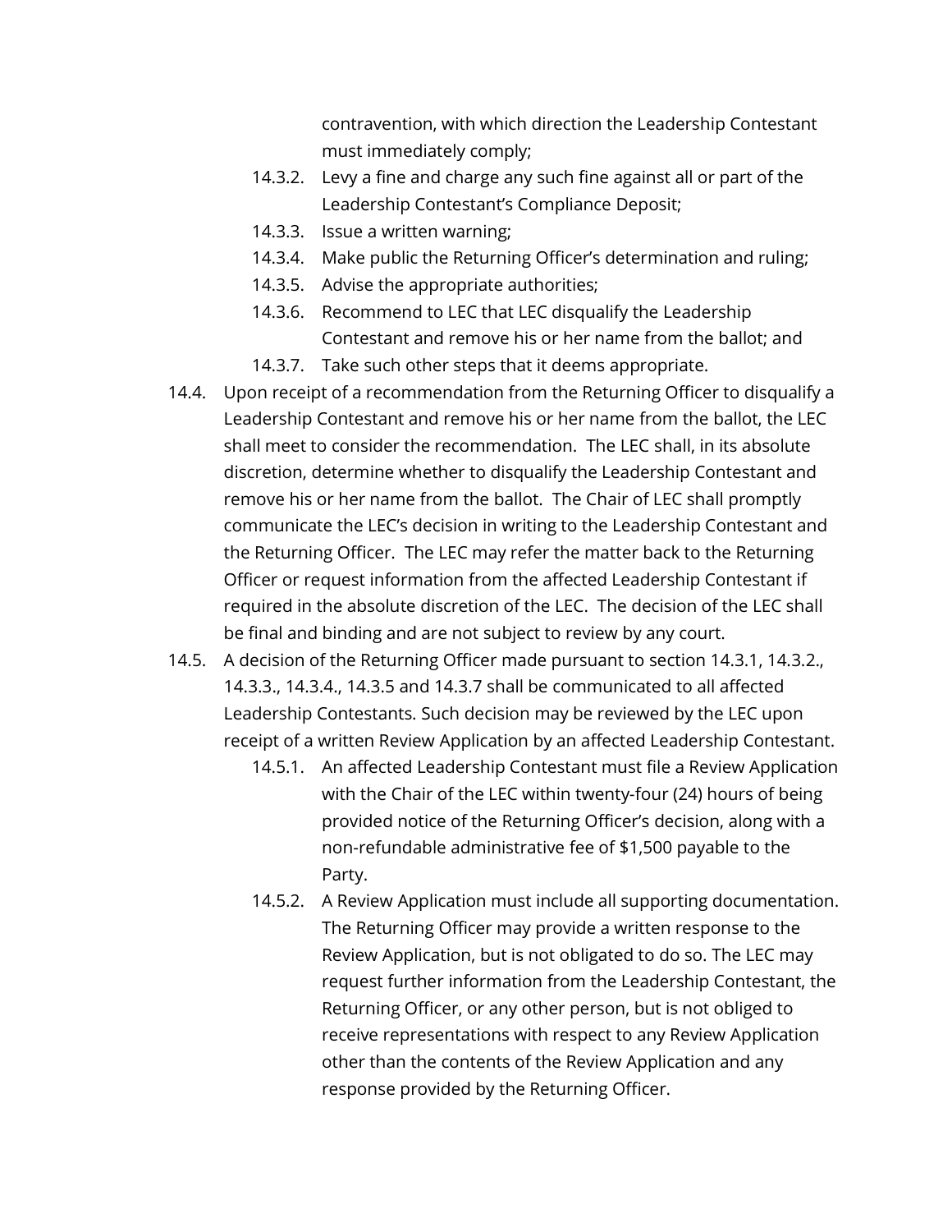contravention, with which direction the Leadership Contestant must immediately comply;

- 14.3.2. Levy a fine and charge any such fine against all or part of the Leadership Contestant's Compliance Deposit;
- 14.3.3. Issue a written warning;
- 14.3.4. Make public the Returning Officer's determination and ruling;
- 14.3.5. Advise the appropriate authorities;
- 14.3.6. Recommend to LEC that LEC disqualify the Leadership Contestant and remove his or her name from the ballot; and
- 14.3.7. Take such other steps that it deems appropriate.

14.4. Upon receipt of a recommendation from the Returning Officer to disqualify a Leadership Contestant and remove his or her name from the ballot, the LEC shall meet to consider the recommendation. The LEC shall, in its absolute discretion, determine whether to disqualify the Leadership Contestant and remove his or her name from the ballot. The Chair of LEC shall promptly communicate the LEC's decision in writing to the Leadership Contestant and the Returning Officer. The LEC may refer the matter back to the Returning Officer or request information from the affected Leadership Contestant if required in the absolute discretion of the LEC. The decision of the LEC shall be final and binding and are not subject to review by any court.

14.5. A decision of the Returning Officer made pursuant to section 14.3.1, 14.3.2., 14.3.3., 14.3.4., 14.3.5 and 14.3.7 shall be communicated to all affected Leadership Contestants. Such decision may be reviewed by the LEC upon receipt of a written Review Application by an affected Leadership Contestant.

- 14.5.1. An affected Leadership Contestant must file a Review Application with the Chair of the LEC within twenty-four (24) hours of being provided notice of the Returning Officer's decision, along with a non-refundable administrative fee of $1,500 payable to the Party.
- 14.5.2. A Review Application must include all supporting documentation. The Returning Officer may provide a written response to the Review Application, but is not obligated to do so. The LEC may request further information from the Leadership Contestant, the Returning Officer, or any other person, but is not obliged to receive representations with respect to any Review Application other than the contents of the Review Application and any response provided by the Returning Officer.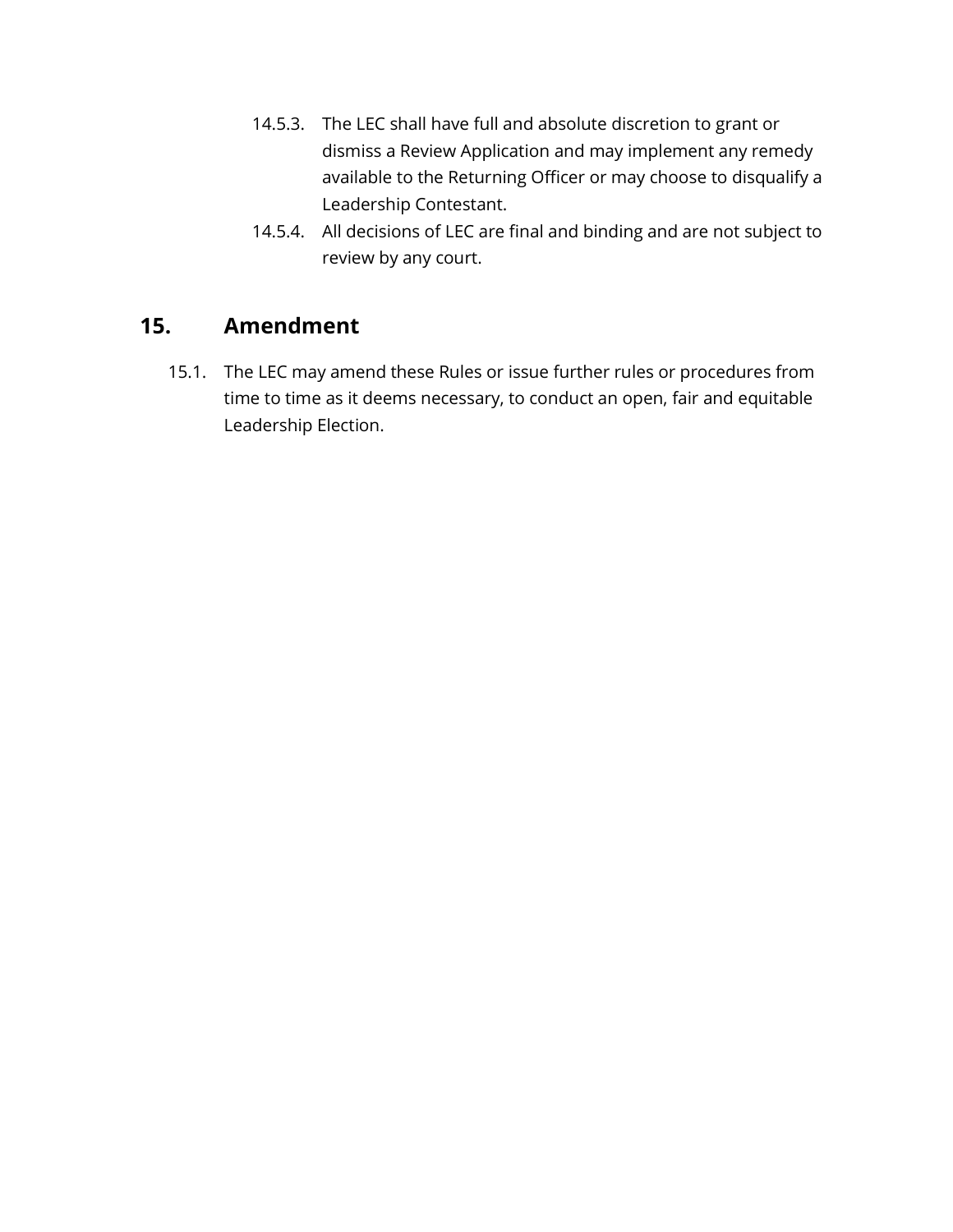14.5.3. The LEC shall have full and absolute discretion to grant or dismiss a Review Application and may implement any remedy available to the Returning Officer or may choose to disqualify a Leadership Contestant.

14.5.4. All decisions of LEC are final and binding and are not subject to review by any court.

## 15. Amendment

15.1. The LEC may amend these Rules or issue further rules or procedures from time to time as it deems necessary, to conduct an open, fair and equitable Leadership Election.